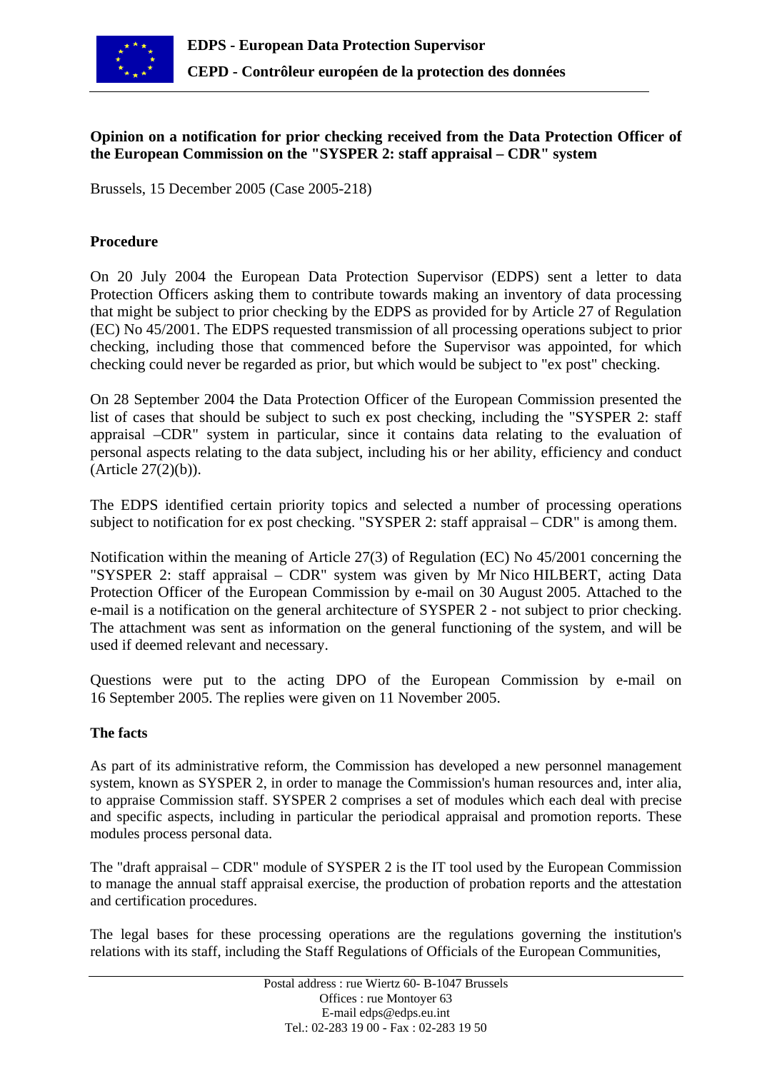**EDPS - European Data Protection Supervisor**

**CEPD - Contrôleur européen de la protection des données**

**Opinion on a notification for prior checking received from the Data Protection Officer of the European Commission on the "SYSPER 2: staff appraisal – CDR" system**

Brussels, 15 December 2005 (Case 2005-218)

## Procedure

On 20 July 2004 the European Data Protection Supervisor (EDPS) sent a letter to data Protection Officers asking them to contribute towards making an inventory of data processing that might be subject to prior checking by the EDPS as provided for by Article 27 of Regulation (EC) No 45/2001. The EDPS requested transmission of all processing operations subject to prior checking, including those that commenced before the Supervisor was appointed, for which checking could never be regarded as prior, but which would be subject to "ex post" checking.

On 28 September 2004 the Data Protection Officer of the European Commission presented the list of cases that should be subject to such ex post checking, including the "SYSPER 2: staff appraisal –CDR" system in particular, since it contains data relating to the evaluation of personal aspects relating to the data subject, including his or her ability, efficiency and conduct (Article 27(2)(b)).

The EDPS identified certain priority topics and selected a number of processing operations subject to notification for ex post checking. "SYSPER 2: staff appraisal – CDR" is among them.

Notification within the meaning of Article 27(3) of Regulation (EC) No 45/2001 concerning the "SYSPER 2: staff appraisal – CDR" system was given by Mr Nico HILBERT, acting Data Protection Officer of the European Commission by e-mail on 30 August 2005. Attached to the e-mail is a notification on the general architecture of SYSPER 2 - not subject to prior checking. The attachment was sent as information on the general functioning of the system, and will be used if deemed relevant and necessary.

Questions were put to the acting DPO of the European Commission by e-mail on 16 September 2005. The replies were given on 11 November 2005.

## The facts

As part of its administrative reform, the Commission has developed a new personnel management system, known as SYSPER 2, in order to manage the Commission's human resources and, inter alia, to appraise Commission staff. SYSPER 2 comprises a set of modules which each deal with precise and specific aspects, including in particular the periodical appraisal and promotion reports. These modules process personal data.

The "draft appraisal – CDR" module of SYSPER 2 is the IT tool used by the European Commission to manage the annual staff appraisal exercise, the production of probation reports and the attestation and certification procedures.

The legal bases for these processing operations are the regulations governing the institution's relations with its staff, including the Staff Regulations of Officials of the European Communities,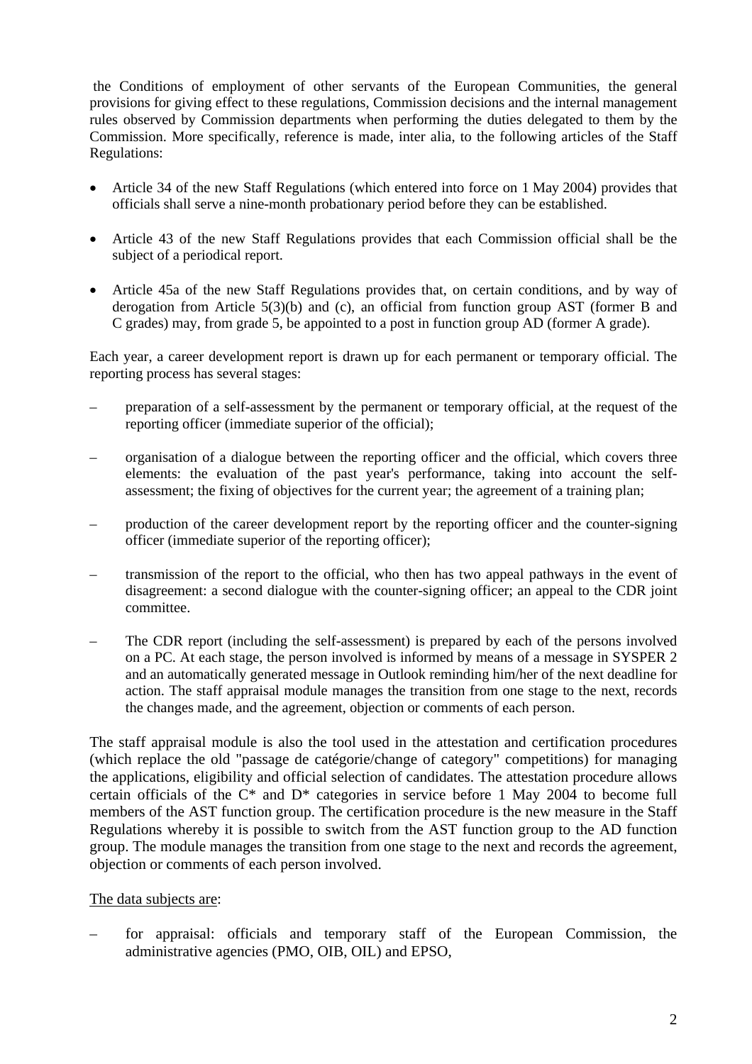the Conditions of employment of other servants of the European Communities, the general provisions for giving effect to these regulations, Commission decisions and the internal management rules observed by Commission departments when performing the duties delegated to them by the Commission. More specifically, reference is made, inter alia, to the following articles of the Staff Regulations:

- Article 34 of the new Staff Regulations (which entered into force on 1 May 2004) provides that officials shall serve a nine-month probationary period before they can be established.
- Article 43 of the new Staff Regulations provides that each Commission official shall be the subject of a periodical report.
- Article 45a of the new Staff Regulations provides that, on certain conditions, and by way of derogation from Article 5(3)(b) and (c), an official from function group AST (former B and C grades) may, from grade 5, be appointed to a post in function group AD (former A grade).

Each year, a career development report is drawn up for each permanent or temporary official. The reporting process has several stages:

- preparation of a self-assessment by the permanent or temporary official, at the request of the reporting officer (immediate superior of the official);
- organisation of a dialogue between the reporting officer and the official, which covers three elements: the evaluation of the past year's performance, taking into account the self-assessment; the fixing of objectives for the current year; the agreement of a training plan;
- production of the career development report by the reporting officer and the counter-signing officer (immediate superior of the reporting officer);
- transmission of the report to the official, who then has two appeal pathways in the event of disagreement: a second dialogue with the counter-signing officer; an appeal to the CDR joint committee.
- The CDR report (including the self-assessment) is prepared by each of the persons involved on a PC. At each stage, the person involved is informed by means of a message in SYSPER 2 and an automatically generated message in Outlook reminding him/her of the next deadline for action. The staff appraisal module manages the transition from one stage to the next, records the changes made, and the agreement, objection or comments of each person.

The staff appraisal module is also the tool used in the attestation and certification procedures (which replace the old "passage de catégorie/change of category" competitions) for managing the applications, eligibility and official selection of candidates. The attestation procedure allows certain officials of the C* and D* categories in service before 1 May 2004 to become full members of the AST function group. The certification procedure is the new measure in the Staff Regulations whereby it is possible to switch from the AST function group to the AD function group. The module manages the transition from one stage to the next and records the agreement, objection or comments of each person involved.

The data subjects are:

- for appraisal: officials and temporary staff of the European Commission, the administrative agencies (PMO, OIB, OIL) and EPSO,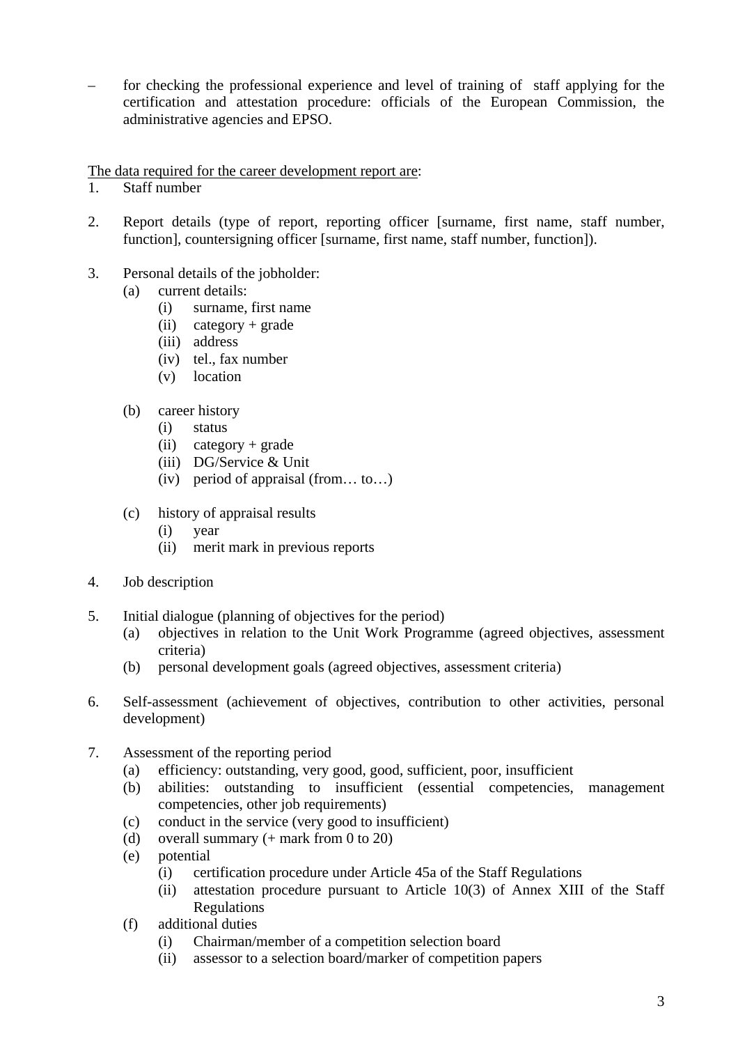– for checking the professional experience and level of training of staff applying for the certification and attestation procedure: officials of the European Commission, the administrative agencies and EPSO.

<u>The data required for the career development report are</u>:

1. Staff number

2. Report details (type of report, reporting officer [surname, first name, staff number, function], countersigning officer [surname, first name, staff number, function]).

3. Personal details of the jobholder:
   - (a) current details:
     - (i) surname, first name
     - (ii) category + grade
     - (iii) address
     - (iv) tel., fax number
     - (v) location
   - (b) career history
     - (i) status
     - (ii) category + grade
     - (iii) DG/Service & Unit
     - (iv) period of appraisal (from… to…)
   - (c) history of appraisal results
     - (i) year
     - (ii) merit mark in previous reports

4. Job description

5. Initial dialogue (planning of objectives for the period)
   - (a) objectives in relation to the Unit Work Programme (agreed objectives, assessment criteria)
   - (b) personal development goals (agreed objectives, assessment criteria)

6. Self-assessment (achievement of objectives, contribution to other activities, personal development)

7. Assessment of the reporting period
   - (a) efficiency: outstanding, very good, good, sufficient, poor, insufficient
   - (b) abilities: outstanding to insufficient (essential competencies, management competencies, other job requirements)
   - (c) conduct in the service (very good to insufficient)
   - (d) overall summary (+ mark from 0 to 20)
   - (e) potential
     - (i) certification procedure under Article 45a of the Staff Regulations
     - (ii) attestation procedure pursuant to Article 10(3) of Annex XIII of the Staff Regulations
   - (f) additional duties
     - (i) Chairman/member of a competition selection board
     - (ii) assessor to a selection board/marker of competition papers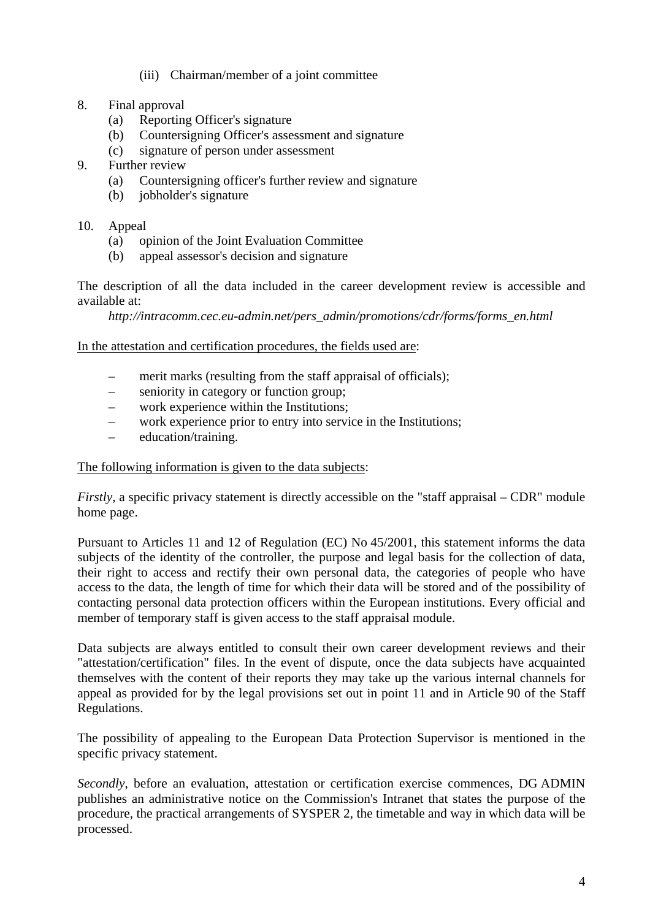(iii) Chairman/member of a joint committee

8. Final approval
   (a) Reporting Officer's signature
   (b) Countersigning Officer's assessment and signature
   (c) signature of person under assessment
9. Further review
   (a) Countersigning officer's further review and signature
   (b) jobholder's signature

10. Appeal
   (a) opinion of the Joint Evaluation Committee
   (b) appeal assessor's decision and signature

The description of all the data included in the career development review is accessible and available at:

*http://intracomm.cec.eu-admin.net/pers_admin/promotions/cdr/forms/forms_en.html*

<u>In the attestation and certification procedures, the fields used are</u>:

– merit marks (resulting from the staff appraisal of officials);
– seniority in category or function group;
– work experience within the Institutions;
– work experience prior to entry into service in the Institutions;
– education/training.

<u>The following information is given to the data subjects</u>:

*Firstly*, a specific privacy statement is directly accessible on the "staff appraisal – CDR" module home page.

Pursuant to Articles 11 and 12 of Regulation (EC) No 45/2001, this statement informs the data subjects of the identity of the controller, the purpose and legal basis for the collection of data, their right to access and rectify their own personal data, the categories of people who have access to the data, the length of time for which their data will be stored and of the possibility of contacting personal data protection officers within the European institutions. Every official and member of temporary staff is given access to the staff appraisal module.

Data subjects are always entitled to consult their own career development reviews and their "attestation/certification" files. In the event of dispute, once the data subjects have acquainted themselves with the content of their reports they may take up the various internal channels for appeal as provided for by the legal provisions set out in point 11 and in Article 90 of the Staff Regulations.

The possibility of appealing to the European Data Protection Supervisor is mentioned in the specific privacy statement.

*Secondly*, before an evaluation, attestation or certification exercise commences, DG ADMIN publishes an administrative notice on the Commission's Intranet that states the purpose of the procedure, the practical arrangements of SYSPER 2, the timetable and way in which data will be processed.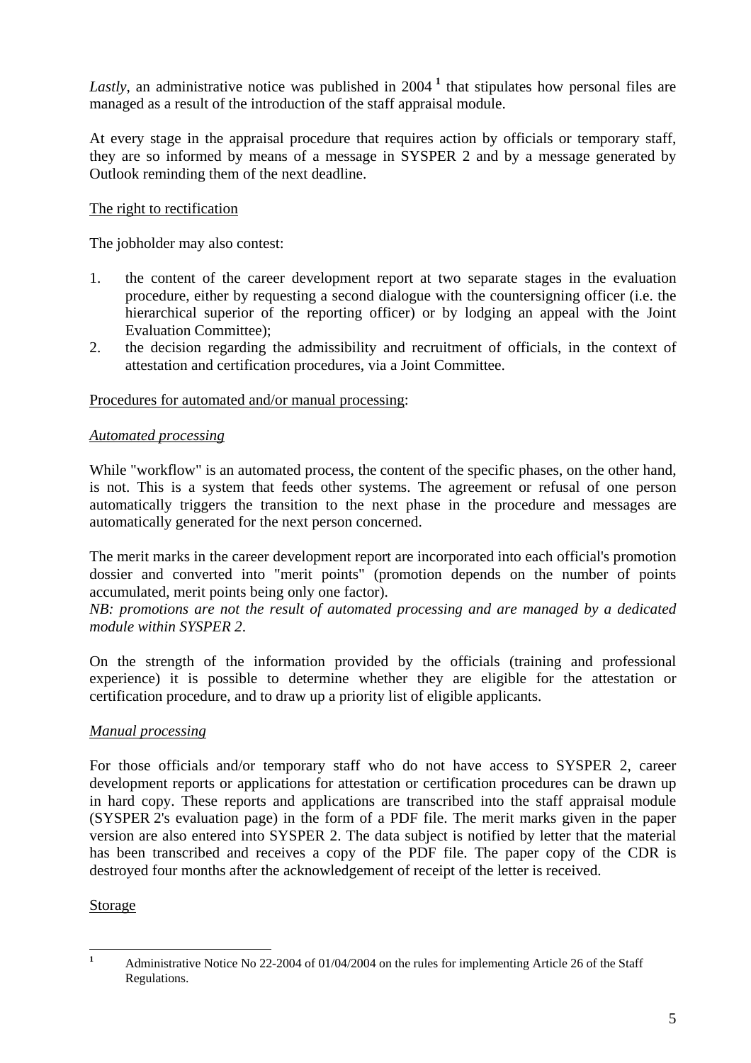*Lastly*, an administrative notice was published in 2004 [1] that stipulates how personal files are managed as a result of the introduction of the staff appraisal module.

At every stage in the appraisal procedure that requires action by officials or temporary staff, they are so informed by means of a message in SYSPER 2 and by a message generated by Outlook reminding them of the next deadline.

<u>The right to rectification</u>

The jobholder may also contest:

1. the content of the career development report at two separate stages in the evaluation procedure, either by requesting a second dialogue with the countersigning officer (i.e. the hierarchical superior of the reporting officer) or by lodging an appeal with the Joint Evaluation Committee);
2. the decision regarding the admissibility and recruitment of officials, in the context of attestation and certification procedures, via a Joint Committee.

<u>Procedures for automated and/or manual processing</u>:

*<u>Automated processing</u>*

While "workflow" is an automated process, the content of the specific phases, on the other hand, is not. This is a system that feeds other systems. The agreement or refusal of one person automatically triggers the transition to the next phase in the procedure and messages are automatically generated for the next person concerned.

The merit marks in the career development report are incorporated into each official's promotion dossier and converted into "merit points" (promotion depends on the number of points accumulated, merit points being only one factor).
*NB: promotions are not the result of automated processing and are managed by a dedicated module within SYSPER 2.*

On the strength of the information provided by the officials (training and professional experience) it is possible to determine whether they are eligible for the attestation or certification procedure, and to draw up a priority list of eligible applicants.

*<u>Manual processing</u>*

For those officials and/or temporary staff who do not have access to SYSPER 2, career development reports or applications for attestation or certification procedures can be drawn up in hard copy. These reports and applications are transcribed into the staff appraisal module (SYSPER 2's evaluation page) in the form of a PDF file. The merit marks given in the paper version are also entered into SYSPER 2. The data subject is notified by letter that the material has been transcribed and receives a copy of the PDF file. The paper copy of the CDR is destroyed four months after the acknowledgement of receipt of the letter is received.

<u>Storage</u>

---

[1] Administrative Notice No 22-2004 of 01/04/2004 on the rules for implementing Article 26 of the Staff Regulations.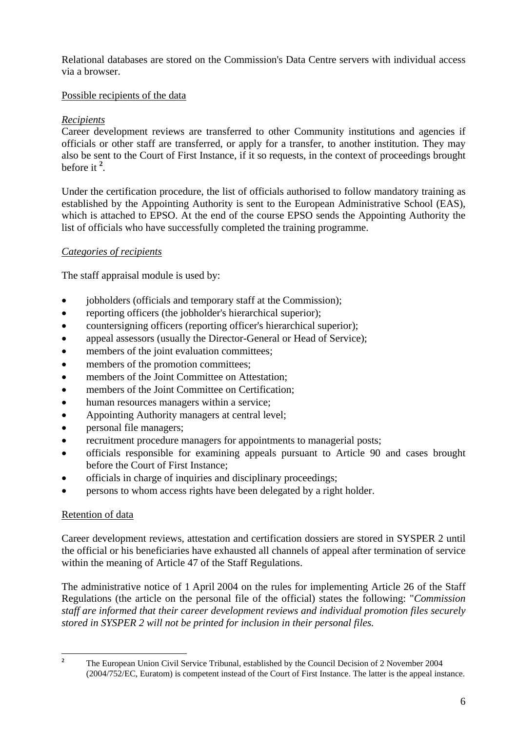Relational databases are stored on the Commission's Data Centre servers with individual access via a browser.

Possible recipients of the data

*Recipients*

Career development reviews are transferred to other Community institutions and agencies if officials or other staff are transferred, or apply for a transfer, to another institution. They may also be sent to the Court of First Instance, if it so requests, in the context of proceedings brought before it [2].

Under the certification procedure, the list of officials authorised to follow mandatory training as established by the Appointing Authority is sent to the European Administrative School (EAS), which is attached to EPSO. At the end of the course EPSO sends the Appointing Authority the list of officials who have successfully completed the training programme.

*Categories of recipients*

The staff appraisal module is used by:

- jobholders (officials and temporary staff at the Commission);
- reporting officers (the jobholder's hierarchical superior);
- countersigning officers (reporting officer's hierarchical superior);
- appeal assessors (usually the Director-General or Head of Service);
- members of the joint evaluation committees;
- members of the promotion committees;
- members of the Joint Committee on Attestation;
- members of the Joint Committee on Certification;
- human resources managers within a service;
- Appointing Authority managers at central level;
- personal file managers;
- recruitment procedure managers for appointments to managerial posts;
- officials responsible for examining appeals pursuant to Article 90 and cases brought before the Court of First Instance;
- officials in charge of inquiries and disciplinary proceedings;
- persons to whom access rights have been delegated by a right holder.

Retention of data

Career development reviews, attestation and certification dossiers are stored in SYSPER 2 until the official or his beneficiaries have exhausted all channels of appeal after termination of service within the meaning of Article 47 of the Staff Regulations.

The administrative notice of 1 April 2004 on the rules for implementing Article 26 of the Staff Regulations (the article on the personal file of the official) states the following: "*Commission staff are informed that their career development reviews and individual promotion files securely stored in SYSPER 2 will not be printed for inclusion in their personal files.*

[2] The European Union Civil Service Tribunal, established by the Council Decision of 2 November 2004 (2004/752/EC, Euratom) is competent instead of the Court of First Instance. The latter is the appeal instance.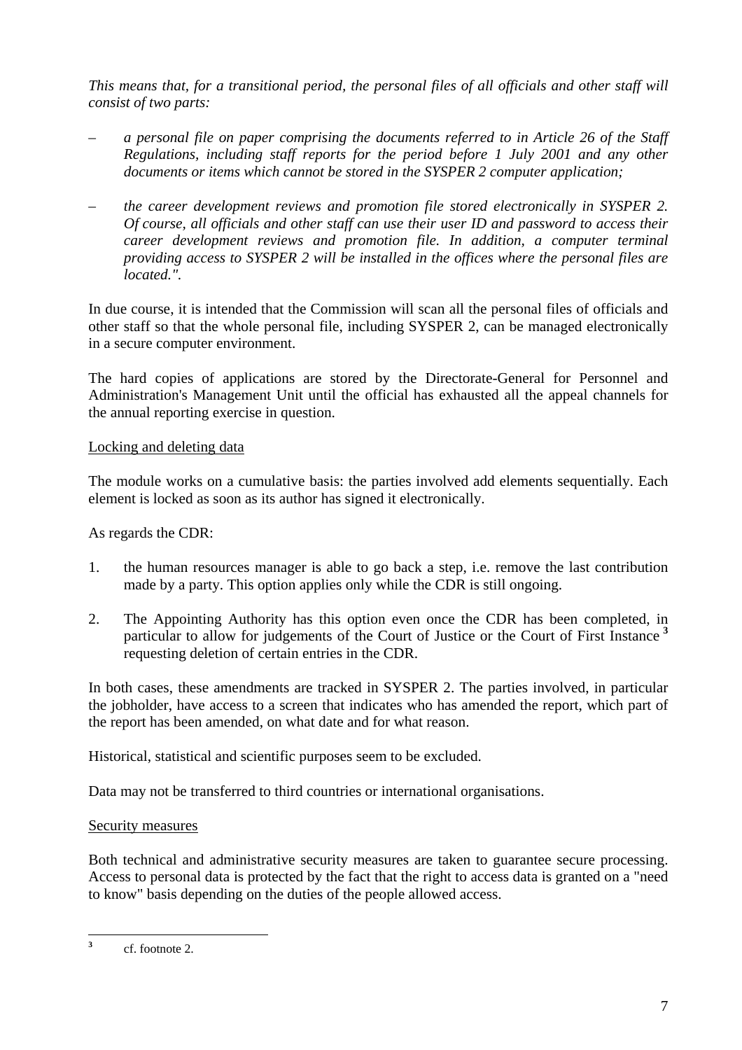*This means that, for a transitional period, the personal files of all officials and other staff will consist of two parts:*

- *a personal file on paper comprising the documents referred to in Article 26 of the Staff Regulations, including staff reports for the period before 1 July 2001 and any other documents or items which cannot be stored in the SYSPER 2 computer application;*
- *the career development reviews and promotion file stored electronically in SYSPER 2. Of course, all officials and other staff can use their user ID and password to access their career development reviews and promotion file. In addition, a computer terminal providing access to SYSPER 2 will be installed in the offices where the personal files are located.".*

In due course, it is intended that the Commission will scan all the personal files of officials and other staff so that the whole personal file, including SYSPER 2, can be managed electronically in a secure computer environment.

The hard copies of applications are stored by the Directorate-General for Personnel and Administration's Management Unit until the official has exhausted all the appeal channels for the annual reporting exercise in question.

Locking and deleting data

The module works on a cumulative basis: the parties involved add elements sequentially. Each element is locked as soon as its author has signed it electronically.

As regards the CDR:

1. the human resources manager is able to go back a step, i.e. remove the last contribution made by a party. This option applies only while the CDR is still ongoing.
2. The Appointing Authority has this option even once the CDR has been completed, in particular to allow for judgements of the Court of Justice or the Court of First Instance [3] requesting deletion of certain entries in the CDR.

In both cases, these amendments are tracked in SYSPER 2. The parties involved, in particular the jobholder, have access to a screen that indicates who has amended the report, which part of the report has been amended, on what date and for what reason.

Historical, statistical and scientific purposes seem to be excluded.

Data may not be transferred to third countries or international organisations.

Security measures

Both technical and administrative security measures are taken to guarantee secure processing. Access to personal data is protected by the fact that the right to access data is granted on a "need to know" basis depending on the duties of the people allowed access.

[3] cf. footnote 2.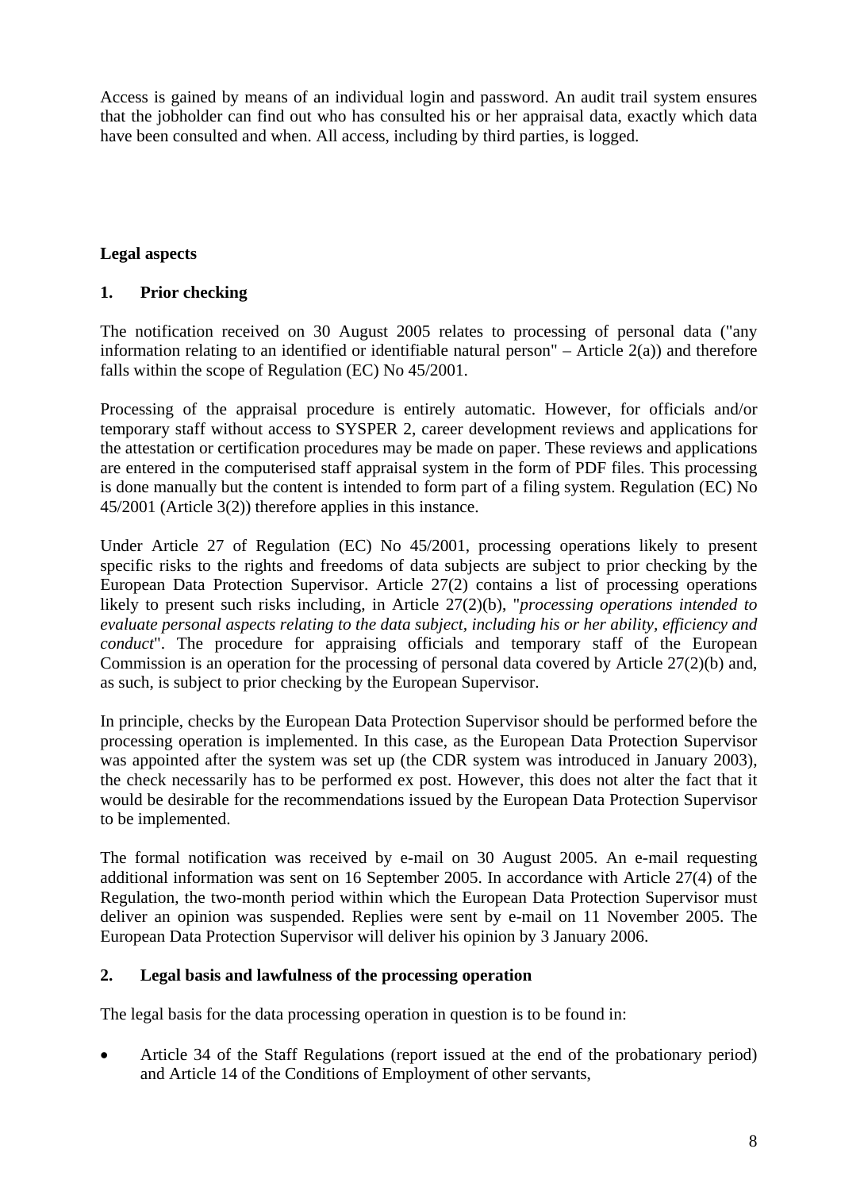Access is gained by means of an individual login and password. An audit trail system ensures that the jobholder can find out who has consulted his or her appraisal data, exactly which data have been consulted and when. All access, including by third parties, is logged.

## Legal aspects

### 1. Prior checking

The notification received on 30 August 2005 relates to processing of personal data ("any information relating to an identified or identifiable natural person" – Article 2(a)) and therefore falls within the scope of Regulation (EC) No 45/2001.

Processing of the appraisal procedure is entirely automatic. However, for officials and/or temporary staff without access to SYSPER 2, career development reviews and applications for the attestation or certification procedures may be made on paper. These reviews and applications are entered in the computerised staff appraisal system in the form of PDF files. This processing is done manually but the content is intended to form part of a filing system. Regulation (EC) No 45/2001 (Article 3(2)) therefore applies in this instance.

Under Article 27 of Regulation (EC) No 45/2001, processing operations likely to present specific risks to the rights and freedoms of data subjects are subject to prior checking by the European Data Protection Supervisor. Article 27(2) contains a list of processing operations likely to present such risks including, in Article 27(2)(b), "*processing operations intended to evaluate personal aspects relating to the data subject, including his or her ability, efficiency and conduct*". The procedure for appraising officials and temporary staff of the European Commission is an operation for the processing of personal data covered by Article 27(2)(b) and, as such, is subject to prior checking by the European Supervisor.

In principle, checks by the European Data Protection Supervisor should be performed before the processing operation is implemented. In this case, as the European Data Protection Supervisor was appointed after the system was set up (the CDR system was introduced in January 2003), the check necessarily has to be performed ex post. However, this does not alter the fact that it would be desirable for the recommendations issued by the European Data Protection Supervisor to be implemented.

The formal notification was received by e-mail on 30 August 2005. An e-mail requesting additional information was sent on 16 September 2005. In accordance with Article 27(4) of the Regulation, the two-month period within which the European Data Protection Supervisor must deliver an opinion was suspended. Replies were sent by e-mail on 11 November 2005. The European Data Protection Supervisor will deliver his opinion by 3 January 2006.

### 2. Legal basis and lawfulness of the processing operation

The legal basis for the data processing operation in question is to be found in:

- Article 34 of the Staff Regulations (report issued at the end of the probationary period) and Article 14 of the Conditions of Employment of other servants,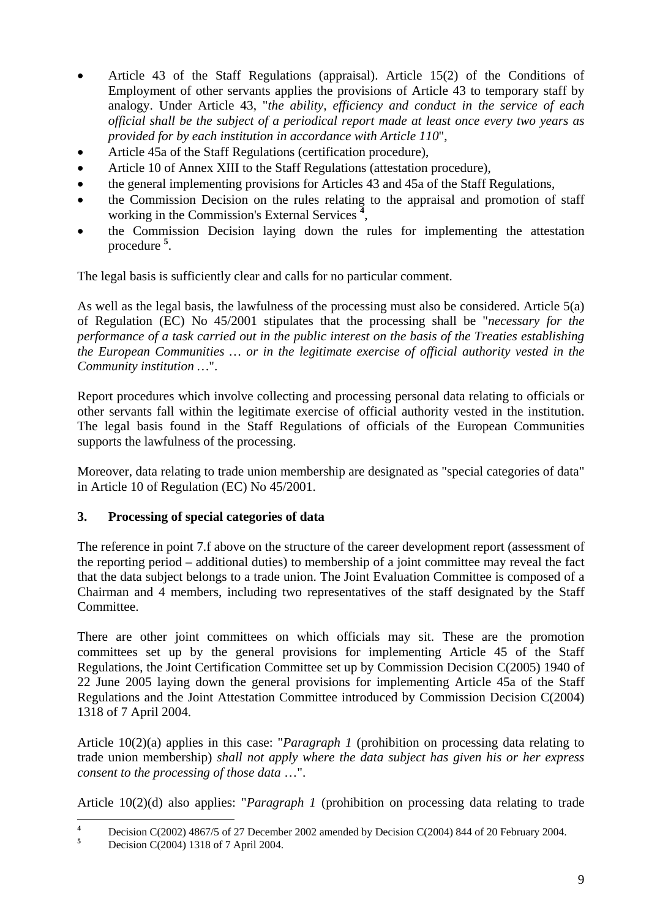- Article 43 of the Staff Regulations (appraisal). Article 15(2) of the Conditions of Employment of other servants applies the provisions of Article 43 to temporary staff by analogy. Under Article 43, "*the ability, efficiency and conduct in the service of each official shall be the subject of a periodical report made at least once every two years as provided for by each institution in accordance with Article 110*",
- Article 45a of the Staff Regulations (certification procedure),
- Article 10 of Annex XIII to the Staff Regulations (attestation procedure),
- the general implementing provisions for Articles 43 and 45a of the Staff Regulations,
- the Commission Decision on the rules relating to the appraisal and promotion of staff working in the Commission's External Services [4],
- the Commission Decision laying down the rules for implementing the attestation procedure [5].

The legal basis is sufficiently clear and calls for no particular comment.

As well as the legal basis, the lawfulness of the processing must also be considered. Article 5(a) of Regulation (EC) No 45/2001 stipulates that the processing shall be "*necessary for the performance of a task carried out in the public interest on the basis of the Treaties establishing the European Communities … or in the legitimate exercise of official authority vested in the Community institution …*".

Report procedures which involve collecting and processing personal data relating to officials or other servants fall within the legitimate exercise of official authority vested in the institution. The legal basis found in the Staff Regulations of officials of the European Communities supports the lawfulness of the processing.

Moreover, data relating to trade union membership are designated as "special categories of data" in Article 10 of Regulation (EC) No 45/2001.

### 3. Processing of special categories of data

The reference in point 7.f above on the structure of the career development report (assessment of the reporting period – additional duties) to membership of a joint committee may reveal the fact that the data subject belongs to a trade union. The Joint Evaluation Committee is composed of a Chairman and 4 members, including two representatives of the staff designated by the Staff Committee.

There are other joint committees on which officials may sit. These are the promotion committees set up by the general provisions for implementing Article 45 of the Staff Regulations, the Joint Certification Committee set up by Commission Decision C(2005) 1940 of 22 June 2005 laying down the general provisions for implementing Article 45a of the Staff Regulations and the Joint Attestation Committee introduced by Commission Decision C(2004) 1318 of 7 April 2004.

Article 10(2)(a) applies in this case: "*Paragraph 1* (prohibition on processing data relating to trade union membership) *shall not apply where the data subject has given his or her express consent to the processing of those data* …".

Article 10(2)(d) also applies: "*Paragraph 1* (prohibition on processing data relating to trade

---

[4] Decision C(2002) 4867/5 of 27 December 2002 amended by Decision C(2004) 844 of 20 February 2004.

[5] Decision C(2004) 1318 of 7 April 2004.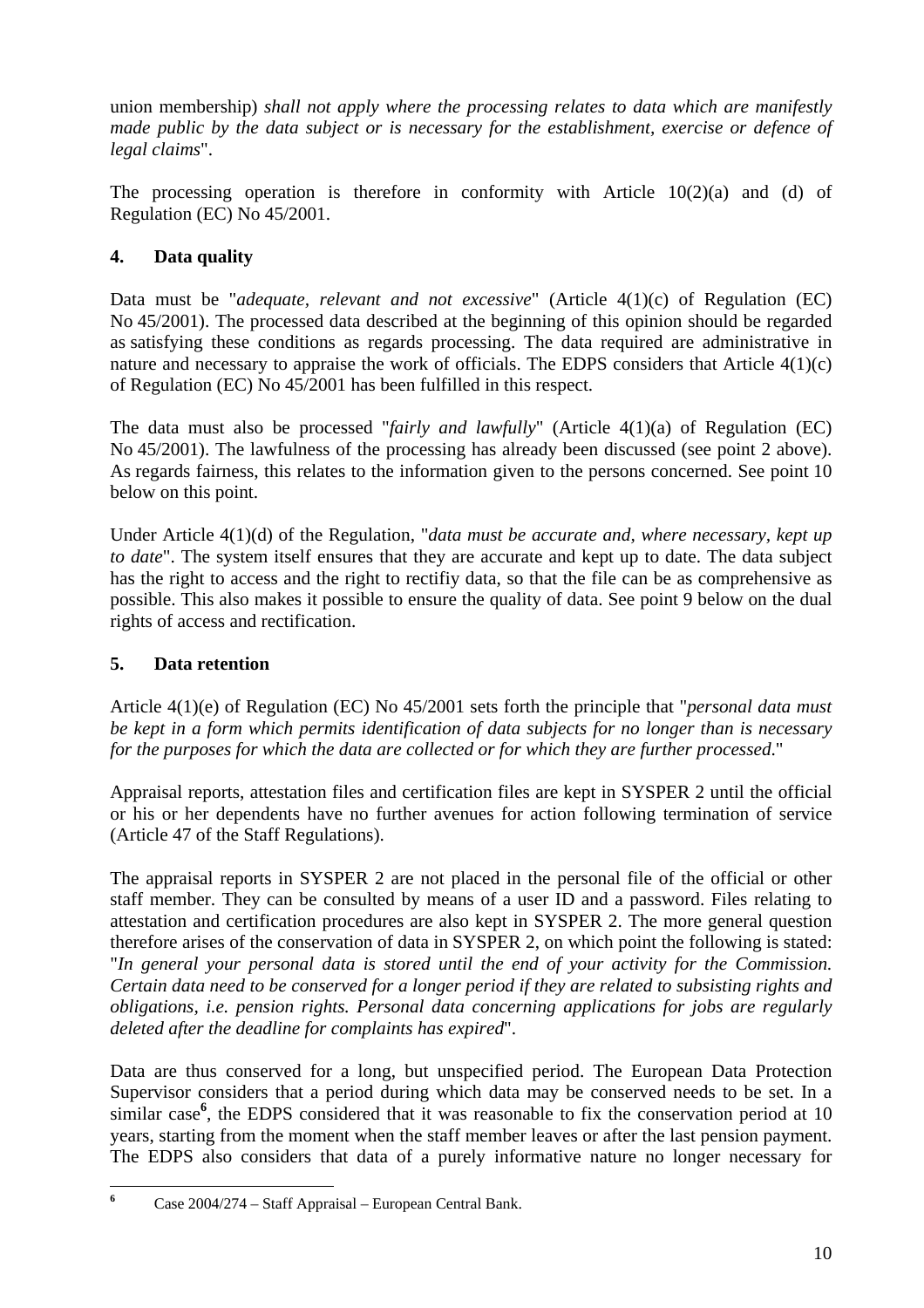union membership) *shall not apply where the processing relates to data which are manifestly made public by the data subject or is necessary for the establishment, exercise or defence of legal claims*".

The processing operation is therefore in conformity with Article 10(2)(a) and (d) of Regulation (EC) No 45/2001.

## 4. Data quality

Data must be "*adequate, relevant and not excessive*" (Article 4(1)(c) of Regulation (EC) No 45/2001). The processed data described at the beginning of this opinion should be regarded as satisfying these conditions as regards processing. The data required are administrative in nature and necessary to appraise the work of officials. The EDPS considers that Article 4(1)(c) of Regulation (EC) No 45/2001 has been fulfilled in this respect.

The data must also be processed "*fairly and lawfully*" (Article 4(1)(a) of Regulation (EC) No 45/2001). The lawfulness of the processing has already been discussed (see point 2 above). As regards fairness, this relates to the information given to the persons concerned. See point 10 below on this point.

Under Article 4(1)(d) of the Regulation, "*data must be accurate and, where necessary, kept up to date*". The system itself ensures that they are accurate and kept up to date. The data subject has the right to access and the right to rectifiy data, so that the file can be as comprehensive as possible. This also makes it possible to ensure the quality of data. See point 9 below on the dual rights of access and rectification.

## 5. Data retention

Article 4(1)(e) of Regulation (EC) No 45/2001 sets forth the principle that "*personal data must be kept in a form which permits identification of data subjects for no longer than is necessary for the purposes for which the data are collected or for which they are further processed*."

Appraisal reports, attestation files and certification files are kept in SYSPER 2 until the official or his or her dependents have no further avenues for action following termination of service (Article 47 of the Staff Regulations).

The appraisal reports in SYSPER 2 are not placed in the personal file of the official or other staff member. They can be consulted by means of a user ID and a password. Files relating to attestation and certification procedures are also kept in SYSPER 2. The more general question therefore arises of the conservation of data in SYSPER 2, on which point the following is stated: "*In general your personal data is stored until the end of your activity for the Commission. Certain data need to be conserved for a longer period if they are related to subsisting rights and obligations, i.e. pension rights. Personal data concerning applications for jobs are regularly deleted after the deadline for complaints has expired*".

Data are thus conserved for a long, but unspecified period. The European Data Protection Supervisor considers that a period during which data may be conserved needs to be set. In a similar case[6], the EDPS considered that it was reasonable to fix the conservation period at 10 years, starting from the moment when the staff member leaves or after the last pension payment. The EDPS also considers that data of a purely informative nature no longer necessary for

[6] Case 2004/274 – Staff Appraisal – European Central Bank.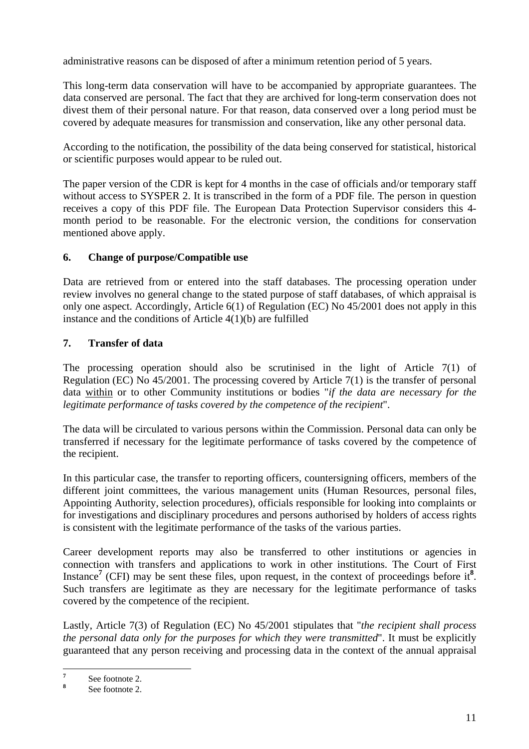administrative reasons can be disposed of after a minimum retention period of 5 years.

This long-term data conservation will have to be accompanied by appropriate guarantees. The data conserved are personal. The fact that they are archived for long-term conservation does not divest them of their personal nature. For that reason, data conserved over a long period must be covered by adequate measures for transmission and conservation, like any other personal data.

According to the notification, the possibility of the data being conserved for statistical, historical or scientific purposes would appear to be ruled out.

The paper version of the CDR is kept for 4 months in the case of officials and/or temporary staff without access to SYSPER 2. It is transcribed in the form of a PDF file. The person in question receives a copy of this PDF file. The European Data Protection Supervisor considers this 4-month period to be reasonable. For the electronic version, the conditions for conservation mentioned above apply.

## 6. Change of purpose/Compatible use

Data are retrieved from or entered into the staff databases. The processing operation under review involves no general change to the stated purpose of staff databases, of which appraisal is only one aspect. Accordingly, Article 6(1) of Regulation (EC) No 45/2001 does not apply in this instance and the conditions of Article 4(1)(b) are fulfilled

## 7. Transfer of data

The processing operation should also be scrutinised in the light of Article 7(1) of Regulation (EC) No 45/2001. The processing covered by Article 7(1) is the transfer of personal data within or to other Community institutions or bodies "*if the data are necessary for the legitimate performance of tasks covered by the competence of the recipient*".

The data will be circulated to various persons within the Commission. Personal data can only be transferred if necessary for the legitimate performance of tasks covered by the competence of the recipient.

In this particular case, the transfer to reporting officers, countersigning officers, members of the different joint committees, the various management units (Human Resources, personal files, Appointing Authority, selection procedures), officials responsible for looking into complaints or for investigations and disciplinary procedures and persons authorised by holders of access rights is consistent with the legitimate performance of the tasks of the various parties.

Career development reports may also be transferred to other institutions or agencies in connection with transfers and applications to work in other institutions. The Court of First Instance[7] (CFI) may be sent these files, upon request, in the context of proceedings before it[8]. Such transfers are legitimate as they are necessary for the legitimate performance of tasks covered by the competence of the recipient.

Lastly, Article 7(3) of Regulation (EC) No 45/2001 stipulates that "*the recipient shall process the personal data only for the purposes for which they were transmitted*". It must be explicitly guaranteed that any person receiving and processing data in the context of the annual appraisal

---

[7] See footnote 2.

[8] See footnote 2.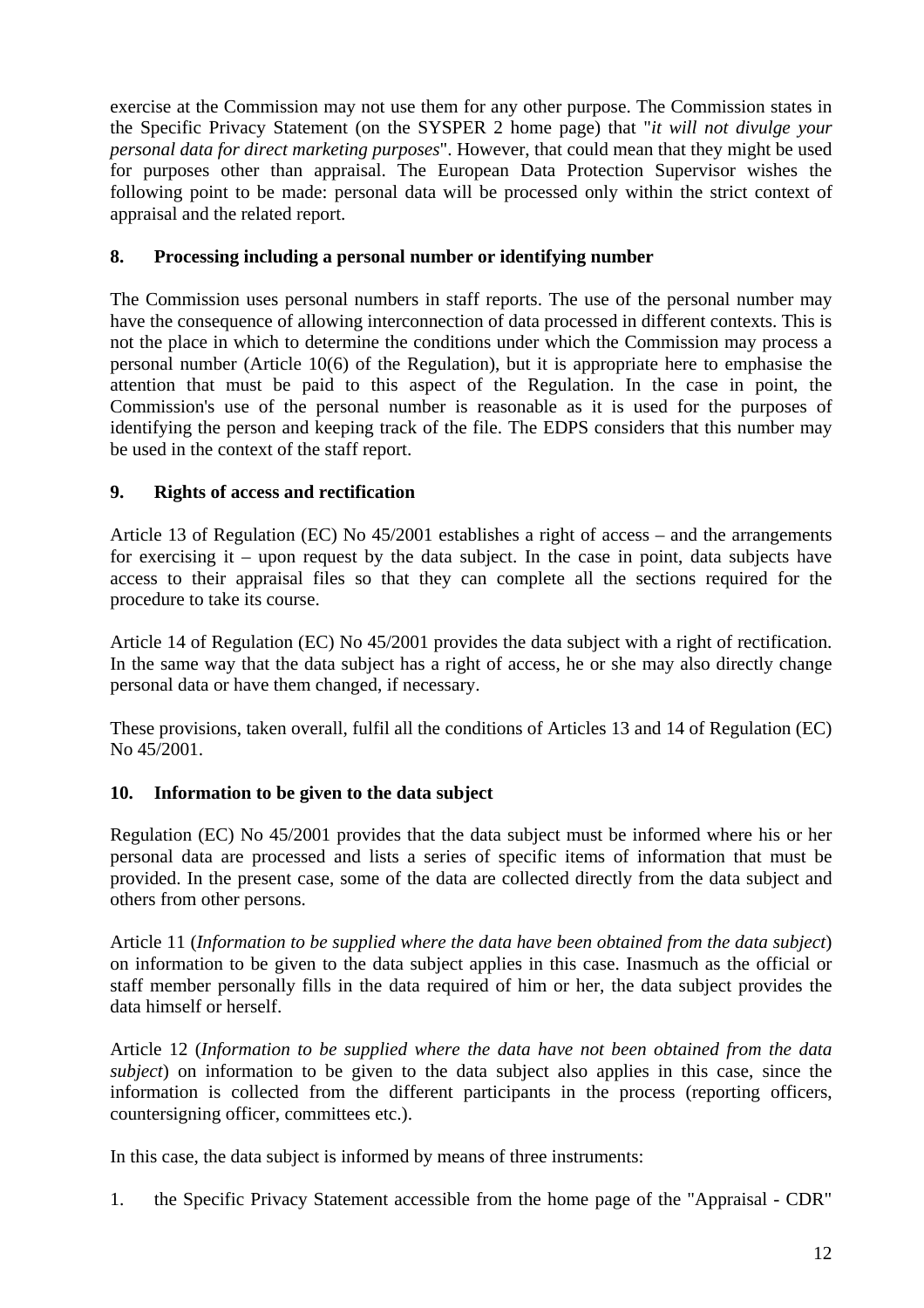exercise at the Commission may not use them for any other purpose. The Commission states in the Specific Privacy Statement (on the SYSPER 2 home page) that "*it will not divulge your personal data for direct marketing purposes*". However, that could mean that they might be used for purposes other than appraisal. The European Data Protection Supervisor wishes the following point to be made: personal data will be processed only within the strict context of appraisal and the related report.

## 8. Processing including a personal number or identifying number

The Commission uses personal numbers in staff reports. The use of the personal number may have the consequence of allowing interconnection of data processed in different contexts. This is not the place in which to determine the conditions under which the Commission may process a personal number (Article 10(6) of the Regulation), but it is appropriate here to emphasise the attention that must be paid to this aspect of the Regulation. In the case in point, the Commission's use of the personal number is reasonable as it is used for the purposes of identifying the person and keeping track of the file. The EDPS considers that this number may be used in the context of the staff report.

## 9. Rights of access and rectification

Article 13 of Regulation (EC) No 45/2001 establishes a right of access – and the arrangements for exercising it – upon request by the data subject. In the case in point, data subjects have access to their appraisal files so that they can complete all the sections required for the procedure to take its course.

Article 14 of Regulation (EC) No 45/2001 provides the data subject with a right of rectification. In the same way that the data subject has a right of access, he or she may also directly change personal data or have them changed, if necessary.

These provisions, taken overall, fulfil all the conditions of Articles 13 and 14 of Regulation (EC) No 45/2001.

## 10. Information to be given to the data subject

Regulation (EC) No 45/2001 provides that the data subject must be informed where his or her personal data are processed and lists a series of specific items of information that must be provided. In the present case, some of the data are collected directly from the data subject and others from other persons.

Article 11 (*Information to be supplied where the data have been obtained from the data subject*) on information to be given to the data subject applies in this case. Inasmuch as the official or staff member personally fills in the data required of him or her, the data subject provides the data himself or herself.

Article 12 (*Information to be supplied where the data have not been obtained from the data subject*) on information to be given to the data subject also applies in this case, since the information is collected from the different participants in the process (reporting officers, countersigning officer, committees etc.).

In this case, the data subject is informed by means of three instruments:

1. the Specific Privacy Statement accessible from the home page of the "Appraisal - CDR"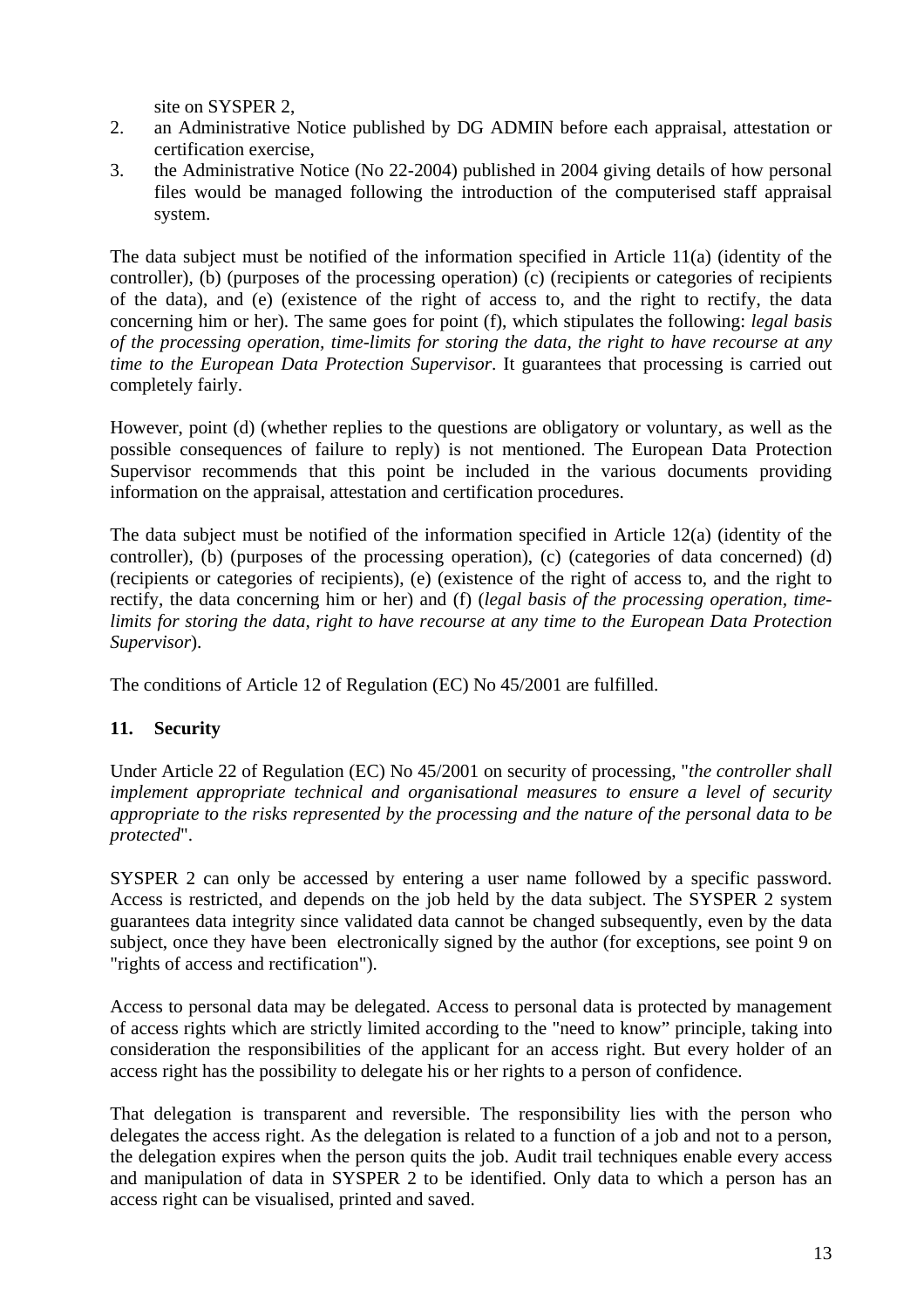site on SYSPER 2,

2. an Administrative Notice published by DG ADMIN before each appraisal, attestation or certification exercise,
3. the Administrative Notice (No 22-2004) published in 2004 giving details of how personal files would be managed following the introduction of the computerised staff appraisal system.

The data subject must be notified of the information specified in Article 11(a) (identity of the controller), (b) (purposes of the processing operation) (c) (recipients or categories of recipients of the data), and (e) (existence of the right of access to, and the right to rectify, the data concerning him or her). The same goes for point (f), which stipulates the following: *legal basis of the processing operation, time-limits for storing the data, the right to have recourse at any time to the European Data Protection Supervisor*. It guarantees that processing is carried out completely fairly.

However, point (d) (whether replies to the questions are obligatory or voluntary, as well as the possible consequences of failure to reply) is not mentioned. The European Data Protection Supervisor recommends that this point be included in the various documents providing information on the appraisal, attestation and certification procedures.

The data subject must be notified of the information specified in Article 12(a) (identity of the controller), (b) (purposes of the processing operation), (c) (categories of data concerned) (d) (recipients or categories of recipients), (e) (existence of the right of access to, and the right to rectify, the data concerning him or her) and (f) (*legal basis of the processing operation, time-limits for storing the data, right to have recourse at any time to the European Data Protection Supervisor*).

The conditions of Article 12 of Regulation (EC) No 45/2001 are fulfilled.

## 11. Security

Under Article 22 of Regulation (EC) No 45/2001 on security of processing, "*the controller shall implement appropriate technical and organisational measures to ensure a level of security appropriate to the risks represented by the processing and the nature of the personal data to be protected*".

SYSPER 2 can only be accessed by entering a user name followed by a specific password. Access is restricted, and depends on the job held by the data subject. The SYSPER 2 system guarantees data integrity since validated data cannot be changed subsequently, even by the data subject, once they have been electronically signed by the author (for exceptions, see point 9 on "rights of access and rectification").

Access to personal data may be delegated. Access to personal data is protected by management of access rights which are strictly limited according to the "need to know" principle, taking into consideration the responsibilities of the applicant for an access right. But every holder of an access right has the possibility to delegate his or her rights to a person of confidence.

That delegation is transparent and reversible. The responsibility lies with the person who delegates the access right. As the delegation is related to a function of a job and not to a person, the delegation expires when the person quits the job. Audit trail techniques enable every access and manipulation of data in SYSPER 2 to be identified. Only data to which a person has an access right can be visualised, printed and saved.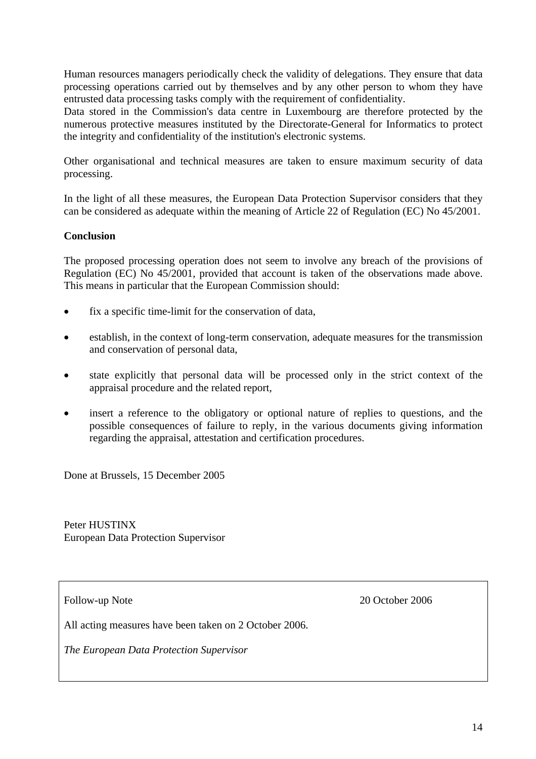Human resources managers periodically check the validity of delegations. They ensure that data processing operations carried out by themselves and by any other person to whom they have entrusted data processing tasks comply with the requirement of confidentiality.
Data stored in the Commission's data centre in Luxembourg are therefore protected by the numerous protective measures instituted by the Directorate-General for Informatics to protect the integrity and confidentiality of the institution's electronic systems.

Other organisational and technical measures are taken to ensure maximum security of data processing.

In the light of all these measures, the European Data Protection Supervisor considers that they can be considered as adequate within the meaning of Article 22 of Regulation (EC) No 45/2001.

**Conclusion**

The proposed processing operation does not seem to involve any breach of the provisions of Regulation (EC) No 45/2001, provided that account is taken of the observations made above. This means in particular that the European Commission should:

- fix a specific time-limit for the conservation of data,
- establish, in the context of long-term conservation, adequate measures for the transmission and conservation of personal data,
- state explicitly that personal data will be processed only in the strict context of the appraisal procedure and the related report,
- insert a reference to the obligatory or optional nature of replies to questions, and the possible consequences of failure to reply, in the various documents giving information regarding the appraisal, attestation and certification procedures.

Done at Brussels, 15 December 2005

Peter HUSTINX
European Data Protection Supervisor

Follow-up Note 20 October 2006

All acting measures have been taken on 2 October 2006.

*The European Data Protection Supervisor*